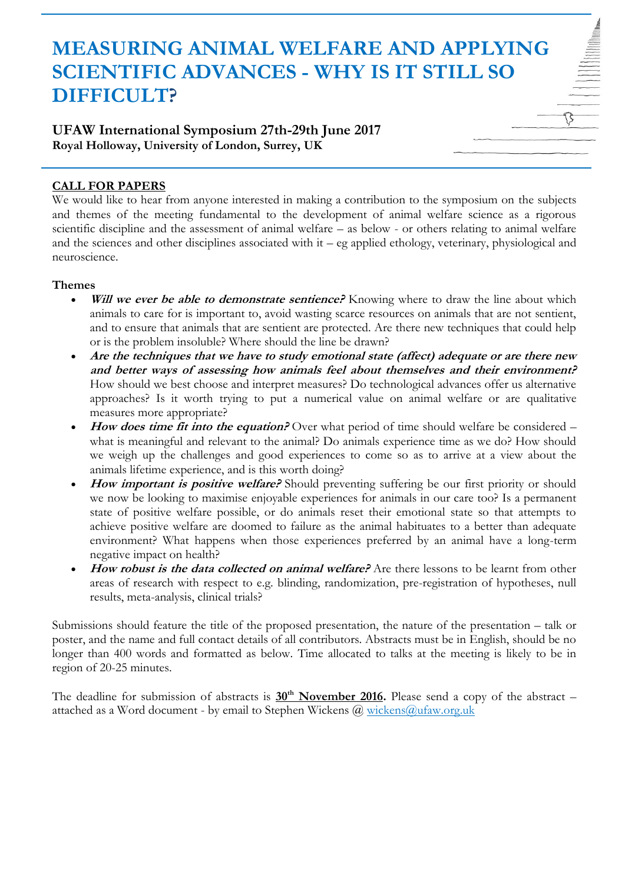# MEASURING ANIMAL WELFARE AND APPLYING SCIENTIFIC ADVANCES - WHY IS IT STILL SO DIFFICULT?

**UFAW International Symposium 27th-29th June 2017**
**Royal Holloway, University of London, Surrey, UK**

## CALL FOR PAPERS

We would like to hear from anyone interested in making a contribution to the symposium on the subjects and themes of the meeting fundamental to the development of animal welfare science as a rigorous scientific discipline and the assessment of animal welfare – as below - or others relating to animal welfare and the sciences and other disciplines associated with it – eg applied ethology, veterinary, physiological and neuroscience.

### Themes

- ***Will we ever be able to demonstrate sentience?*** Knowing where to draw the line about which animals to care for is important to, avoid wasting scarce resources on animals that are not sentient, and to ensure that animals that are sentient are protected. Are there new techniques that could help or is the problem insoluble? Where should the line be drawn?
- ***Are the techniques that we have to study emotional state (affect) adequate or are there new and better ways of assessing how animals feel about themselves and their environment?*** How should we best choose and interpret measures? Do technological advances offer us alternative approaches? Is it worth trying to put a numerical value on animal welfare or are qualitative measures more appropriate?
- ***How does time fit into the equation?*** Over what period of time should welfare be considered – what is meaningful and relevant to the animal? Do animals experience time as we do? How should we weigh up the challenges and good experiences to come so as to arrive at a view about the animals lifetime experience, and is this worth doing?
- ***How important is positive welfare?*** Should preventing suffering be our first priority or should we now be looking to maximise enjoyable experiences for animals in our care too? Is a permanent state of positive welfare possible, or do animals reset their emotional state so that attempts to achieve positive welfare are doomed to failure as the animal habituates to a better than adequate environment? What happens when those experiences preferred by an animal have a long-term negative impact on health?
- ***How robust is the data collected on animal welfare?*** Are there lessons to be learnt from other areas of research with respect to e.g. blinding, randomization, pre-registration of hypotheses, null results, meta-analysis, clinical trials?

Submissions should feature the title of the proposed presentation, the nature of the presentation – talk or poster, and the name and full contact details of all contributors. Abstracts must be in English, should be no longer than 400 words and formatted as below. Time allocated to talks at the meeting is likely to be in region of 20-25 minutes.

The deadline for submission of abstracts is **30th November 2016.** Please send a copy of the abstract – attached as a Word document - by email to Stephen Wickens @ wickens@ufaw.org.uk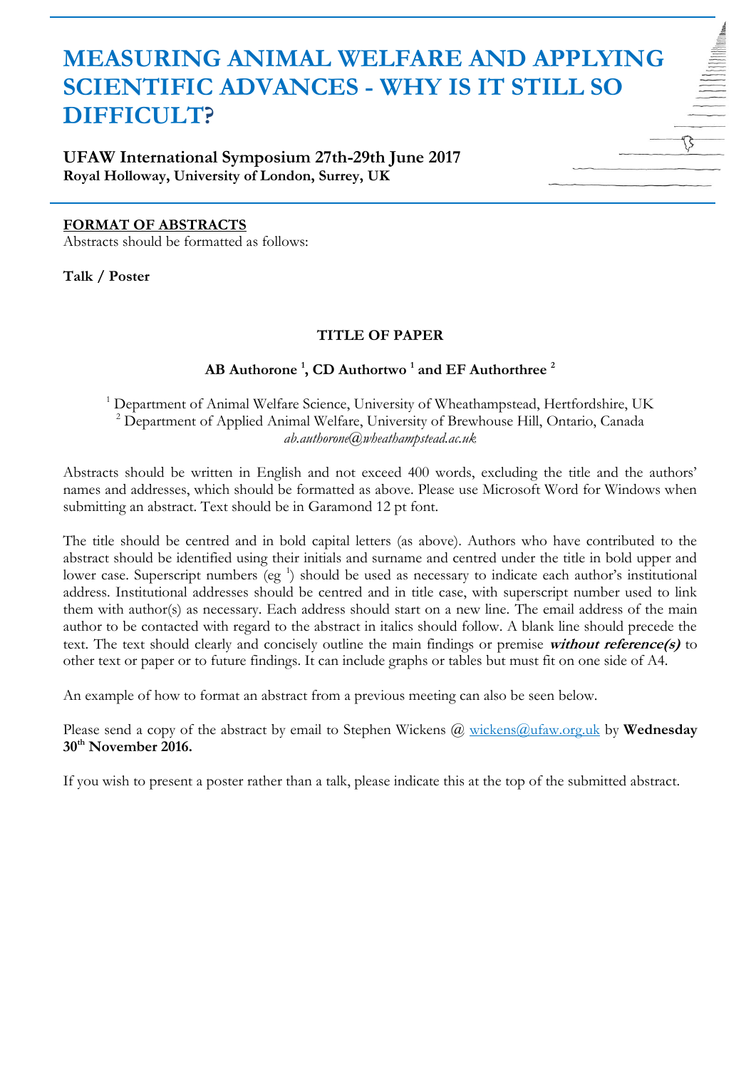# MEASURING ANIMAL WELFARE AND APPLYING SCIENTIFIC ADVANCES - WHY IS IT STILL SO DIFFICULT?

**UFAW International Symposium 27th-29th June 2017**
**Royal Holloway, University of London, Surrey, UK**

**FORMAT OF ABSTRACTS**

Abstracts should be formatted as follows:

**Talk / Poster**

**TITLE OF PAPER**

**AB Authorone [1], CD Authortwo [1] and EF Authorthree [2]**

[1] Department of Animal Welfare Science, University of Wheathampstead, Hertfordshire, UK
[2] Department of Applied Animal Welfare, University of Brewhouse Hill, Ontario, Canada
*ab.authorone@wheathampstead.ac.uk*

Abstracts should be written in English and not exceed 400 words, excluding the title and the authors' names and addresses, which should be formatted as above. Please use Microsoft Word for Windows when submitting an abstract. Text should be in Garamond 12 pt font.

The title should be centred and in bold capital letters (as above). Authors who have contributed to the abstract should be identified using their initials and surname and centred under the title in bold upper and lower case. Superscript numbers (eg [1]) should be used as necessary to indicate each author's institutional address. Institutional addresses should be centred and in title case, with superscript number used to link them with author(s) as necessary. Each address should start on a new line. The email address of the main author to be contacted with regard to the abstract in italics should follow. A blank line should precede the text. The text should clearly and concisely outline the main findings or premise ***without reference(s)*** to other text or paper or to future findings. It can include graphs or tables but must fit on one side of A4.

An example of how to format an abstract from a previous meeting can also be seen below.

Please send a copy of the abstract by email to Stephen Wickens @ wickens@ufaw.org.uk by **Wednesday 30th November 2016.**

If you wish to present a poster rather than a talk, please indicate this at the top of the submitted abstract.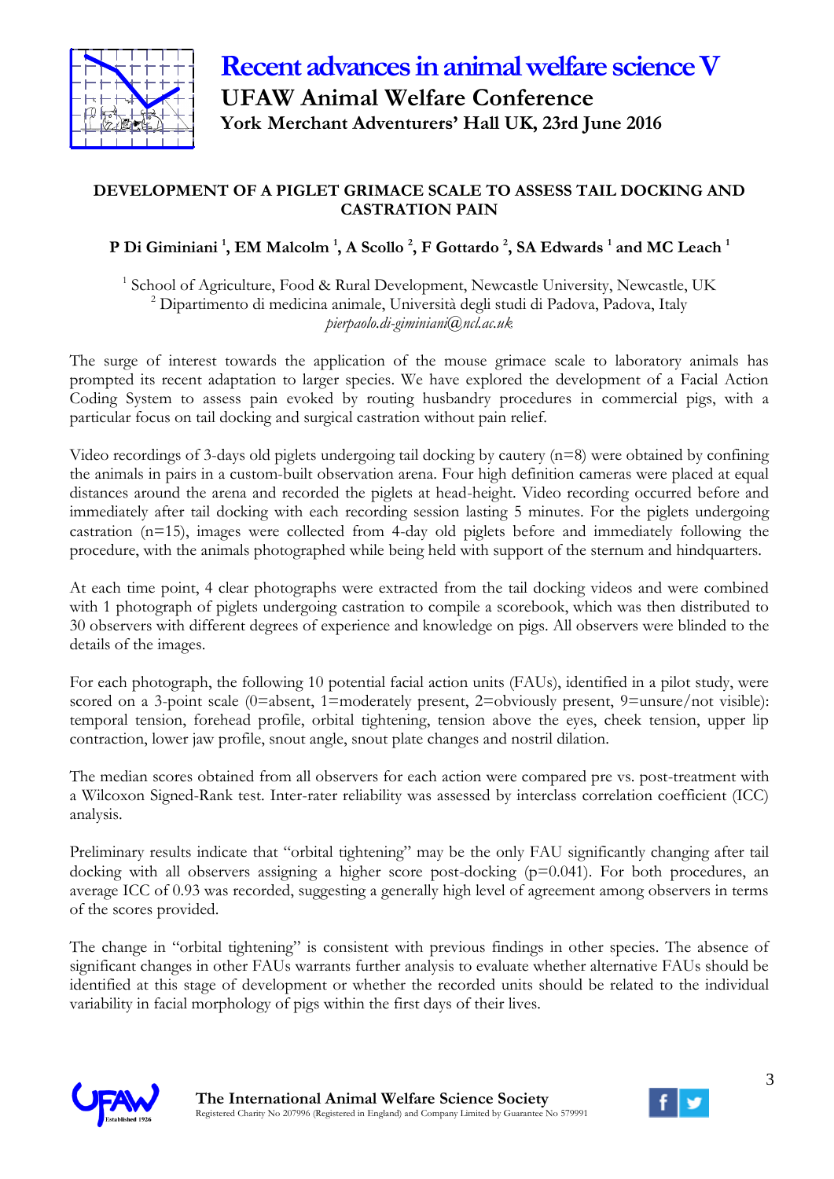## DEVELOPMENT OF A PIGLET GRIMACE SCALE TO ASSESS TAIL DOCKING AND CASTRATION PAIN

**P Di Giminiani [1], EM Malcolm [1], A Scollo [2], F Gottardo [2], SA Edwards [1] and MC Leach [1]**

[1] School of Agriculture, Food & Rural Development, Newcastle University, Newcastle, UK
[2] Dipartimento di medicina animale, Università degli studi di Padova, Padova, Italy
*pierpaolo.di-giminiani@ncl.ac.uk*

The surge of interest towards the application of the mouse grimace scale to laboratory animals has prompted its recent adaptation to larger species. We have explored the development of a Facial Action Coding System to assess pain evoked by routing husbandry procedures in commercial pigs, with a particular focus on tail docking and surgical castration without pain relief.

Video recordings of 3-days old piglets undergoing tail docking by cautery (n=8) were obtained by confining the animals in pairs in a custom-built observation arena. Four high definition cameras were placed at equal distances around the arena and recorded the piglets at head-height. Video recording occurred before and immediately after tail docking with each recording session lasting 5 minutes. For the piglets undergoing castration (n=15), images were collected from 4-day old piglets before and immediately following the procedure, with the animals photographed while being held with support of the sternum and hindquarters.

At each time point, 4 clear photographs were extracted from the tail docking videos and were combined with 1 photograph of piglets undergoing castration to compile a scorebook, which was then distributed to 30 observers with different degrees of experience and knowledge on pigs. All observers were blinded to the details of the images.

For each photograph, the following 10 potential facial action units (FAUs), identified in a pilot study, were scored on a 3-point scale (0=absent, 1=moderately present, 2=obviously present, 9=unsure/not visible): temporal tension, forehead profile, orbital tightening, tension above the eyes, cheek tension, upper lip contraction, lower jaw profile, snout angle, snout plate changes and nostril dilation.

The median scores obtained from all observers for each action were compared pre vs. post-treatment with a Wilcoxon Signed-Rank test. Inter-rater reliability was assessed by interclass correlation coefficient (ICC) analysis.

Preliminary results indicate that "orbital tightening" may be the only FAU significantly changing after tail docking with all observers assigning a higher score post-docking (p=0.041). For both procedures, an average ICC of 0.93 was recorded, suggesting a generally high level of agreement among observers in terms of the scores provided.

The change in "orbital tightening" is consistent with previous findings in other species. The absence of significant changes in other FAUs warrants further analysis to evaluate whether alternative FAUs should be identified at this stage of development or whether the recorded units should be related to the individual variability in facial morphology of pigs within the first days of their lives.